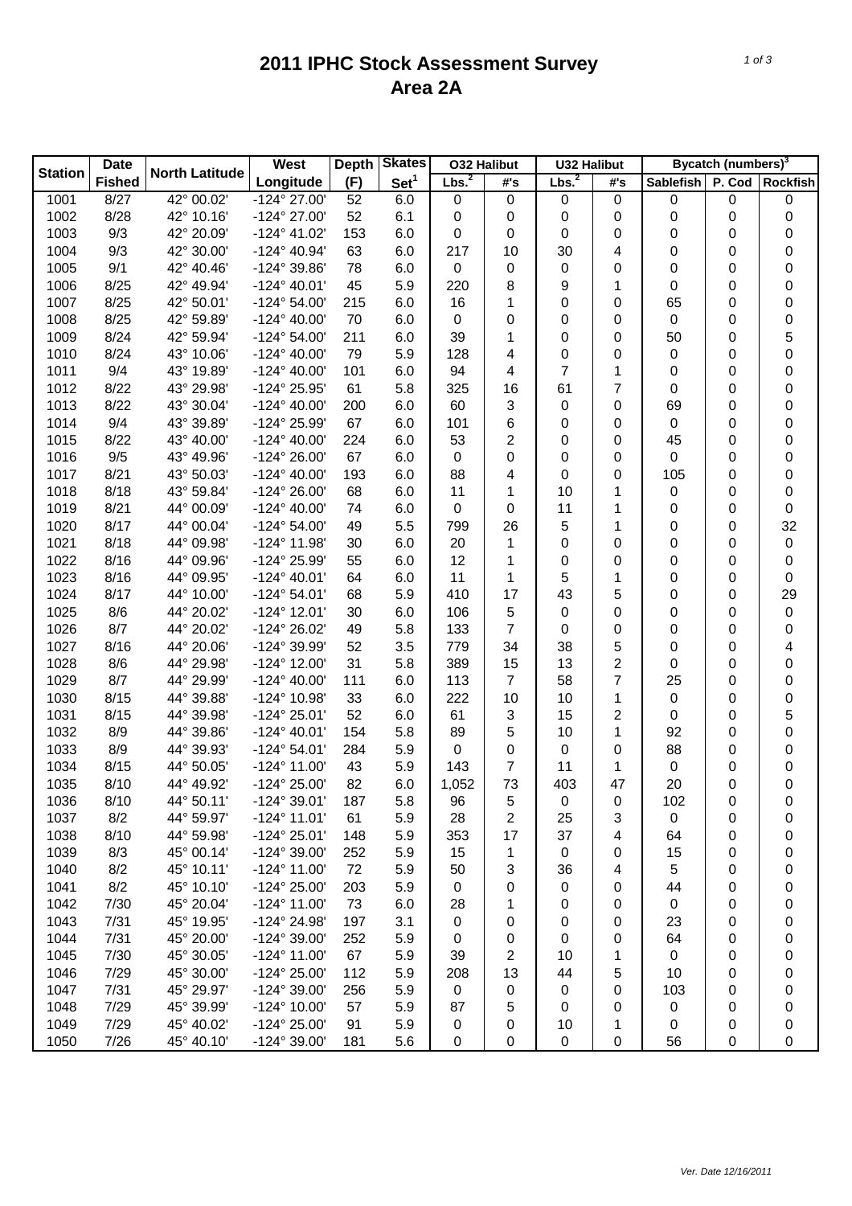# 2011 IPHC Stock Assessment Survey
## Area 2A

| Station | Date Fished | North Latitude | West Longitude | Depth (F) | Skates Set[1] | O32 Halibut Lbs.[2] | O32 Halibut #'s | U32 Halibut Lbs.[2] | U32 Halibut #'s | Bycatch (numbers)[3] Sablefish | P. Cod | Rockfish |
|---|---|---|---|---|---|---|---|---|---|---|---|---|
| 1001 | 8/27 | 42° 00.02' | -124° 27.00' | 52 | 6.0 | 0 | 0 | 0 | 0 | 0 | 0 | 0 |
| 1002 | 8/28 | 42° 10.16' | -124° 27.00' | 52 | 6.1 | 0 | 0 | 0 | 0 | 0 | 0 | 0 |
| 1003 | 9/3 | 42° 20.09' | -124° 41.02' | 153 | 6.0 | 0 | 0 | 0 | 0 | 0 | 0 | 0 |
| 1004 | 9/3 | 42° 30.00' | -124° 40.94' | 63 | 6.0 | 217 | 10 | 30 | 4 | 0 | 0 | 0 |
| 1005 | 9/1 | 42° 40.46' | -124° 39.86' | 78 | 6.0 | 0 | 0 | 0 | 0 | 0 | 0 | 0 |
| 1006 | 8/25 | 42° 49.94' | -124° 40.01' | 45 | 5.9 | 220 | 8 | 9 | 1 | 0 | 0 | 0 |
| 1007 | 8/25 | 42° 50.01' | -124° 54.00' | 215 | 6.0 | 16 | 1 | 0 | 0 | 65 | 0 | 0 |
| 1008 | 8/25 | 42° 59.89' | -124° 40.00' | 70 | 6.0 | 0 | 0 | 0 | 0 | 0 | 0 | 0 |
| 1009 | 8/24 | 42° 59.94' | -124° 54.00' | 211 | 6.0 | 39 | 1 | 0 | 0 | 50 | 0 | 5 |
| 1010 | 8/24 | 43° 10.06' | -124° 40.00' | 79 | 5.9 | 128 | 4 | 0 | 0 | 0 | 0 | 0 |
| 1011 | 9/4 | 43° 19.89' | -124° 40.00' | 101 | 6.0 | 94 | 4 | 7 | 1 | 0 | 0 | 0 |
| 1012 | 8/22 | 43° 29.98' | -124° 25.95' | 61 | 5.8 | 325 | 16 | 61 | 7 | 0 | 0 | 0 |
| 1013 | 8/22 | 43° 30.04' | -124° 40.00' | 200 | 6.0 | 60 | 3 | 0 | 0 | 69 | 0 | 0 |
| 1014 | 9/4 | 43° 39.89' | -124° 25.99' | 67 | 6.0 | 101 | 6 | 0 | 0 | 0 | 0 | 0 |
| 1015 | 8/22 | 43° 40.00' | -124° 40.00' | 224 | 6.0 | 53 | 2 | 0 | 0 | 45 | 0 | 0 |
| 1016 | 9/5 | 43° 49.96' | -124° 26.00' | 67 | 6.0 | 0 | 0 | 0 | 0 | 0 | 0 | 0 |
| 1017 | 8/21 | 43° 50.03' | -124° 40.00' | 193 | 6.0 | 88 | 4 | 0 | 0 | 105 | 0 | 0 |
| 1018 | 8/18 | 43° 59.84' | -124° 26.00' | 68 | 6.0 | 11 | 1 | 10 | 1 | 0 | 0 | 0 |
| 1019 | 8/21 | 44° 00.09' | -124° 40.00' | 74 | 6.0 | 0 | 0 | 11 | 1 | 0 | 0 | 0 |
| 1020 | 8/17 | 44° 00.04' | -124° 54.00' | 49 | 5.5 | 799 | 26 | 5 | 1 | 0 | 0 | 32 |
| 1021 | 8/18 | 44° 09.98' | -124° 11.98' | 30 | 6.0 | 20 | 1 | 0 | 0 | 0 | 0 | 0 |
| 1022 | 8/16 | 44° 09.96' | -124° 25.99' | 55 | 6.0 | 12 | 1 | 0 | 0 | 0 | 0 | 0 |
| 1023 | 8/16 | 44° 09.95' | -124° 40.01' | 64 | 6.0 | 11 | 1 | 5 | 1 | 0 | 0 | 0 |
| 1024 | 8/17 | 44° 10.00' | -124° 54.01' | 68 | 5.9 | 410 | 17 | 43 | 5 | 0 | 0 | 29 |
| 1025 | 8/6 | 44° 20.02' | -124° 12.01' | 30 | 6.0 | 106 | 5 | 0 | 0 | 0 | 0 | 0 |
| 1026 | 8/7 | 44° 20.02' | -124° 26.02' | 49 | 5.8 | 133 | 7 | 0 | 0 | 0 | 0 | 0 |
| 1027 | 8/16 | 44° 20.06' | -124° 39.99' | 52 | 3.5 | 779 | 34 | 38 | 5 | 0 | 0 | 4 |
| 1028 | 8/6 | 44° 29.98' | -124° 12.00' | 31 | 5.8 | 389 | 15 | 13 | 2 | 0 | 0 | 0 |
| 1029 | 8/7 | 44° 29.99' | -124° 40.00' | 111 | 6.0 | 113 | 7 | 58 | 7 | 25 | 0 | 0 |
| 1030 | 8/15 | 44° 39.88' | -124° 10.98' | 33 | 6.0 | 222 | 10 | 10 | 1 | 0 | 0 | 0 |
| 1031 | 8/15 | 44° 39.98' | -124° 25.01' | 52 | 6.0 | 61 | 3 | 15 | 2 | 0 | 0 | 5 |
| 1032 | 8/9 | 44° 39.86' | -124° 40.01' | 154 | 5.8 | 89 | 5 | 10 | 1 | 92 | 0 | 0 |
| 1033 | 8/9 | 44° 39.93' | -124° 54.01' | 284 | 5.9 | 0 | 0 | 0 | 0 | 88 | 0 | 0 |
| 1034 | 8/15 | 44° 50.05' | -124° 11.00' | 43 | 5.9 | 143 | 7 | 11 | 1 | 0 | 0 | 0 |
| 1035 | 8/10 | 44° 49.92' | -124° 25.00' | 82 | 6.0 | 1,052 | 73 | 403 | 47 | 20 | 0 | 0 |
| 1036 | 8/10 | 44° 50.11' | -124° 39.01' | 187 | 5.8 | 96 | 5 | 0 | 0 | 102 | 0 | 0 |
| 1037 | 8/2 | 44° 59.97' | -124° 11.01' | 61 | 5.9 | 28 | 2 | 25 | 3 | 0 | 0 | 0 |
| 1038 | 8/10 | 44° 59.98' | -124° 25.01' | 148 | 5.9 | 353 | 17 | 37 | 4 | 64 | 0 | 0 |
| 1039 | 8/3 | 45° 00.14' | -124° 39.00' | 252 | 5.9 | 15 | 1 | 0 | 0 | 15 | 0 | 0 |
| 1040 | 8/2 | 45° 10.11' | -124° 11.00' | 72 | 5.9 | 50 | 3 | 36 | 4 | 5 | 0 | 0 |
| 1041 | 8/2 | 45° 10.10' | -124° 25.00' | 203 | 5.9 | 0 | 0 | 0 | 0 | 44 | 0 | 0 |
| 1042 | 7/30 | 45° 20.04' | -124° 11.00' | 73 | 6.0 | 28 | 1 | 0 | 0 | 0 | 0 | 0 |
| 1043 | 7/31 | 45° 19.95' | -124° 24.98' | 197 | 3.1 | 0 | 0 | 0 | 0 | 23 | 0 | 0 |
| 1044 | 7/31 | 45° 20.00' | -124° 39.00' | 252 | 5.9 | 0 | 0 | 0 | 0 | 64 | 0 | 0 |
| 1045 | 7/30 | 45° 30.05' | -124° 11.00' | 67 | 5.9 | 39 | 2 | 10 | 1 | 0 | 0 | 0 |
| 1046 | 7/29 | 45° 30.00' | -124° 25.00' | 112 | 5.9 | 208 | 13 | 44 | 5 | 10 | 0 | 0 |
| 1047 | 7/31 | 45° 29.97' | -124° 39.00' | 256 | 5.9 | 0 | 0 | 0 | 0 | 103 | 0 | 0 |
| 1048 | 7/29 | 45° 39.99' | -124° 10.00' | 57 | 5.9 | 87 | 5 | 0 | 0 | 0 | 0 | 0 |
| 1049 | 7/29 | 45° 40.02' | -124° 25.00' | 91 | 5.9 | 0 | 0 | 10 | 1 | 0 | 0 | 0 |
| 1050 | 7/26 | 45° 40.10' | -124° 39.00' | 181 | 5.6 | 0 | 0 | 0 | 0 | 56 | 0 | 0 |

Ver. Date 12/16/2011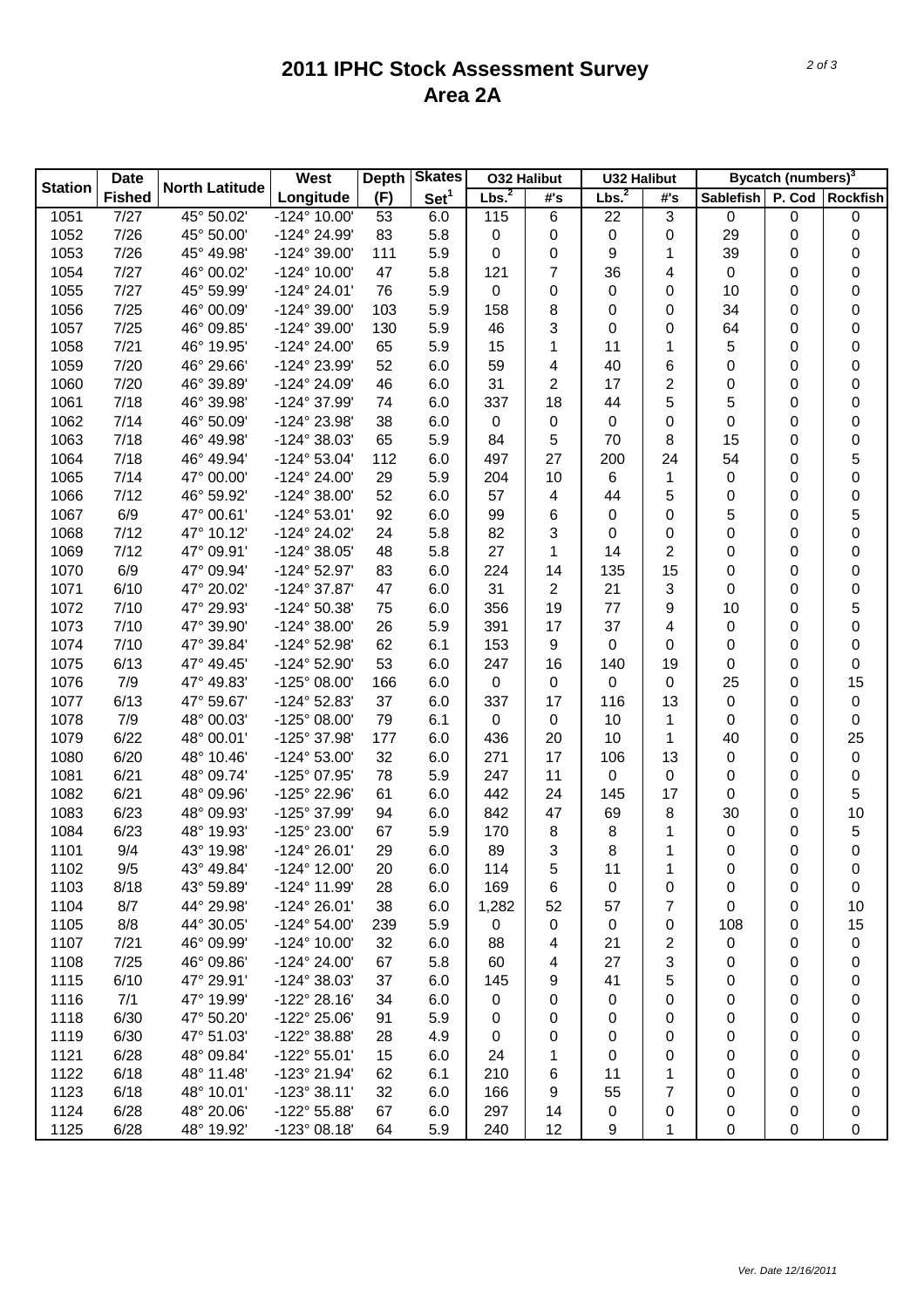# 2011 IPHC Stock Assessment Survey
## Area 2A

| Station | Date Fished | North Latitude | West Longitude | Depth (F) | Skates Set[1] | O32 Halibut Lbs.[2] | O32 Halibut #'s | U32 Halibut Lbs.[2] | U32 Halibut #'s | Bycatch (numbers)[3] Sablefish | P. Cod | Rockfish |
|---|---|---|---|---|---|---|---|---|---|---|---|---|
| 1051 | 7/27 | 45° 50.02' | -124° 10.00' | 53 | 6.0 | 115 | 6 | 22 | 3 | 0 | 0 | 0 |
| 1052 | 7/26 | 45° 50.00' | -124° 24.99' | 83 | 5.8 | 0 | 0 | 0 | 0 | 29 | 0 | 0 |
| 1053 | 7/26 | 45° 49.98' | -124° 39.00' | 111 | 5.9 | 0 | 0 | 9 | 1 | 39 | 0 | 0 |
| 1054 | 7/27 | 46° 00.02' | -124° 10.00' | 47 | 5.8 | 121 | 7 | 36 | 4 | 0 | 0 | 0 |
| 1055 | 7/27 | 45° 59.99' | -124° 24.01' | 76 | 5.9 | 0 | 0 | 0 | 0 | 10 | 0 | 0 |
| 1056 | 7/25 | 46° 00.09' | -124° 39.00' | 103 | 5.9 | 158 | 8 | 0 | 0 | 34 | 0 | 0 |
| 1057 | 7/25 | 46° 09.85' | -124° 39.00' | 130 | 5.9 | 46 | 3 | 0 | 0 | 64 | 0 | 0 |
| 1058 | 7/21 | 46° 19.95' | -124° 24.00' | 65 | 5.9 | 15 | 1 | 11 | 1 | 5 | 0 | 0 |
| 1059 | 7/20 | 46° 29.66' | -124° 23.99' | 52 | 6.0 | 59 | 4 | 40 | 6 | 0 | 0 | 0 |
| 1060 | 7/20 | 46° 39.89' | -124° 24.09' | 46 | 6.0 | 31 | 2 | 17 | 2 | 0 | 0 | 0 |
| 1061 | 7/18 | 46° 39.98' | -124° 37.99' | 74 | 6.0 | 337 | 18 | 44 | 5 | 5 | 0 | 0 |
| 1062 | 7/14 | 46° 50.09' | -124° 23.98' | 38 | 6.0 | 0 | 0 | 0 | 0 | 0 | 0 | 0 |
| 1063 | 7/18 | 46° 49.98' | -124° 38.03' | 65 | 5.9 | 84 | 5 | 70 | 8 | 15 | 0 | 0 |
| 1064 | 7/18 | 46° 49.94' | -124° 53.04' | 112 | 6.0 | 497 | 27 | 200 | 24 | 54 | 0 | 5 |
| 1065 | 7/14 | 47° 00.00' | -124° 24.00' | 29 | 5.9 | 204 | 10 | 6 | 1 | 0 | 0 | 0 |
| 1066 | 7/12 | 46° 59.92' | -124° 38.00' | 52 | 6.0 | 57 | 4 | 44 | 5 | 0 | 0 | 0 |
| 1067 | 6/9 | 47° 00.61' | -124° 53.01' | 92 | 6.0 | 99 | 6 | 0 | 0 | 5 | 0 | 5 |
| 1068 | 7/12 | 47° 10.12' | -124° 24.02' | 24 | 5.8 | 82 | 3 | 0 | 0 | 0 | 0 | 0 |
| 1069 | 7/12 | 47° 09.91' | -124° 38.05' | 48 | 5.8 | 27 | 1 | 14 | 2 | 0 | 0 | 0 |
| 1070 | 6/9 | 47° 09.94' | -124° 52.97' | 83 | 6.0 | 224 | 14 | 135 | 15 | 0 | 0 | 0 |
| 1071 | 6/10 | 47° 20.02' | -124° 37.87' | 47 | 6.0 | 31 | 2 | 21 | 3 | 0 | 0 | 0 |
| 1072 | 7/10 | 47° 29.93' | -124° 50.38' | 75 | 6.0 | 356 | 19 | 77 | 9 | 10 | 0 | 5 |
| 1073 | 7/10 | 47° 39.90' | -124° 38.00' | 26 | 5.9 | 391 | 17 | 37 | 4 | 0 | 0 | 0 |
| 1074 | 7/10 | 47° 39.84' | -124° 52.98' | 62 | 6.1 | 153 | 9 | 0 | 0 | 0 | 0 | 0 |
| 1075 | 6/13 | 47° 49.45' | -124° 52.90' | 53 | 6.0 | 247 | 16 | 140 | 19 | 0 | 0 | 0 |
| 1076 | 7/9 | 47° 49.83' | -125° 08.00' | 166 | 6.0 | 0 | 0 | 0 | 0 | 25 | 0 | 15 |
| 1077 | 6/13 | 47° 59.67' | -124° 52.83' | 37 | 6.0 | 337 | 17 | 116 | 13 | 0 | 0 | 0 |
| 1078 | 7/9 | 48° 00.03' | -125° 08.00' | 79 | 6.1 | 0 | 0 | 10 | 1 | 0 | 0 | 0 |
| 1079 | 6/22 | 48° 00.01' | -125° 37.98' | 177 | 6.0 | 436 | 20 | 10 | 1 | 40 | 0 | 25 |
| 1080 | 6/20 | 48° 10.46' | -124° 53.00' | 32 | 6.0 | 271 | 17 | 106 | 13 | 0 | 0 | 0 |
| 1081 | 6/21 | 48° 09.74' | -125° 07.95' | 78 | 5.9 | 247 | 11 | 0 | 0 | 0 | 0 | 0 |
| 1082 | 6/21 | 48° 09.96' | -125° 22.96' | 61 | 6.0 | 442 | 24 | 145 | 17 | 0 | 0 | 5 |
| 1083 | 6/23 | 48° 09.93' | -125° 37.99' | 94 | 6.0 | 842 | 47 | 69 | 8 | 30 | 0 | 10 |
| 1084 | 6/23 | 48° 19.93' | -125° 23.00' | 67 | 5.9 | 170 | 8 | 8 | 1 | 0 | 0 | 5 |
| 1101 | 9/4 | 43° 19.98' | -124° 26.01' | 29 | 6.0 | 89 | 3 | 8 | 1 | 0 | 0 | 0 |
| 1102 | 9/5 | 43° 49.84' | -124° 12.00' | 20 | 6.0 | 114 | 5 | 11 | 1 | 0 | 0 | 0 |
| 1103 | 8/18 | 43° 59.89' | -124° 11.99' | 28 | 6.0 | 169 | 6 | 0 | 0 | 0 | 0 | 0 |
| 1104 | 8/7 | 44° 29.98' | -124° 26.01' | 38 | 6.0 | 1,282 | 52 | 57 | 7 | 0 | 0 | 10 |
| 1105 | 8/8 | 44° 30.05' | -124° 54.00' | 239 | 5.9 | 0 | 0 | 0 | 0 | 108 | 0 | 15 |
| 1107 | 7/21 | 46° 09.99' | -124° 10.00' | 32 | 6.0 | 88 | 4 | 21 | 2 | 0 | 0 | 0 |
| 1108 | 7/25 | 46° 09.86' | -124° 24.00' | 67 | 5.8 | 60 | 4 | 27 | 3 | 0 | 0 | 0 |
| 1115 | 6/10 | 47° 29.91' | -124° 38.03' | 37 | 6.0 | 145 | 9 | 41 | 5 | 0 | 0 | 0 |
| 1116 | 7/1 | 47° 19.99' | -122° 28.16' | 34 | 6.0 | 0 | 0 | 0 | 0 | 0 | 0 | 0 |
| 1118 | 6/30 | 47° 50.20' | -122° 25.06' | 91 | 5.9 | 0 | 0 | 0 | 0 | 0 | 0 | 0 |
| 1119 | 6/30 | 47° 51.03' | -122° 38.88' | 28 | 4.9 | 0 | 0 | 0 | 0 | 0 | 0 | 0 |
| 1121 | 6/28 | 48° 09.84' | -122° 55.01' | 15 | 6.0 | 24 | 1 | 0 | 0 | 0 | 0 | 0 |
| 1122 | 6/18 | 48° 11.48' | -123° 21.94' | 62 | 6.1 | 210 | 6 | 11 | 1 | 0 | 0 | 0 |
| 1123 | 6/18 | 48° 10.01' | -123° 38.11' | 32 | 6.0 | 166 | 9 | 55 | 7 | 0 | 0 | 0 |
| 1124 | 6/28 | 48° 20.06' | -122° 55.88' | 67 | 6.0 | 297 | 14 | 0 | 0 | 0 | 0 | 0 |
| 1125 | 6/28 | 48° 19.92' | -123° 08.18' | 64 | 5.9 | 240 | 12 | 9 | 1 | 0 | 0 | 0 |

*Ver. Date 12/16/2011*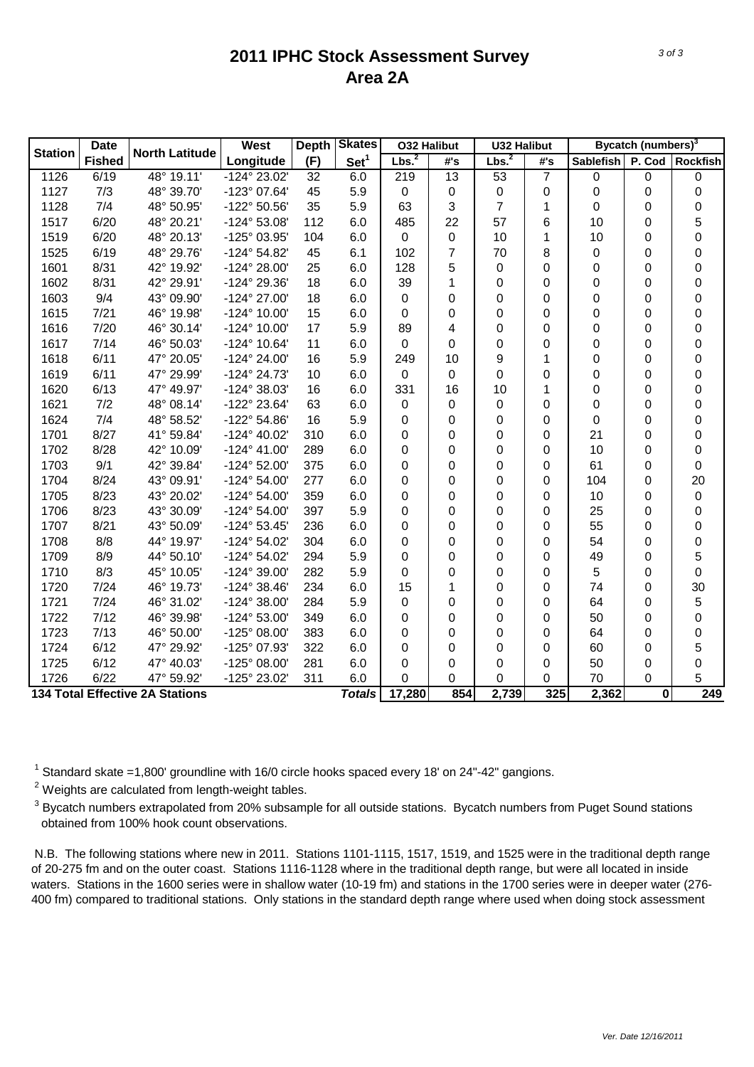# 2011 IPHC Stock Assessment Survey
# Area 2A

| Station | Date Fished | North Latitude | West Longitude | Depth (F) | Skates Set[1] | O32 Halibut Lbs.[2] | O32 Halibut #'s | U32 Halibut Lbs.[2] | U32 Halibut #'s | Bycatch (numbers)[3] Sablefish | P. Cod | Rockfish |
|---|---|---|---|---|---|---|---|---|---|---|---|---|
| 1126 | 6/19 | 48° 19.11' | -124° 23.02' | 32 | 6.0 | 219 | 13 | 53 | 7 | 0 | 0 | 0 |
| 1127 | 7/3 | 48° 39.70' | -123° 07.64' | 45 | 5.9 | 0 | 0 | 0 | 0 | 0 | 0 | 0 |
| 1128 | 7/4 | 48° 50.95' | -122° 50.56' | 35 | 5.9 | 63 | 3 | 7 | 1 | 0 | 0 | 0 |
| 1517 | 6/20 | 48° 20.21' | -124° 53.08' | 112 | 6.0 | 485 | 22 | 57 | 6 | 10 | 0 | 5 |
| 1519 | 6/20 | 48° 20.13' | -125° 03.95' | 104 | 6.0 | 0 | 0 | 10 | 1 | 10 | 0 | 0 |
| 1525 | 6/19 | 48° 29.76' | -124° 54.82' | 45 | 6.1 | 102 | 7 | 70 | 8 | 0 | 0 | 0 |
| 1601 | 8/31 | 42° 19.92' | -124° 28.00' | 25 | 6.0 | 128 | 5 | 0 | 0 | 0 | 0 | 0 |
| 1602 | 8/31 | 42° 29.91' | -124° 29.36' | 18 | 6.0 | 39 | 1 | 0 | 0 | 0 | 0 | 0 |
| 1603 | 9/4 | 43° 09.90' | -124° 27.00' | 18 | 6.0 | 0 | 0 | 0 | 0 | 0 | 0 | 0 |
| 1615 | 7/21 | 46° 19.98' | -124° 10.00' | 15 | 6.0 | 0 | 0 | 0 | 0 | 0 | 0 | 0 |
| 1616 | 7/20 | 46° 30.14' | -124° 10.00' | 17 | 5.9 | 89 | 4 | 0 | 0 | 0 | 0 | 0 |
| 1617 | 7/14 | 46° 50.03' | -124° 10.64' | 11 | 6.0 | 0 | 0 | 0 | 0 | 0 | 0 | 0 |
| 1618 | 6/11 | 47° 20.05' | -124° 24.00' | 16 | 5.9 | 249 | 10 | 9 | 1 | 0 | 0 | 0 |
| 1619 | 6/11 | 47° 29.99' | -124° 24.73' | 10 | 6.0 | 0 | 0 | 0 | 0 | 0 | 0 | 0 |
| 1620 | 6/13 | 47° 49.97' | -124° 38.03' | 16 | 6.0 | 331 | 16 | 10 | 1 | 0 | 0 | 0 |
| 1621 | 7/2 | 48° 08.14' | -122° 23.64' | 63 | 6.0 | 0 | 0 | 0 | 0 | 0 | 0 | 0 |
| 1624 | 7/4 | 48° 58.52' | -122° 54.86' | 16 | 5.9 | 0 | 0 | 0 | 0 | 0 | 0 | 0 |
| 1701 | 8/27 | 41° 59.84' | -124° 40.02' | 310 | 6.0 | 0 | 0 | 0 | 0 | 21 | 0 | 0 |
| 1702 | 8/28 | 42° 10.09' | -124° 41.00' | 289 | 6.0 | 0 | 0 | 0 | 0 | 10 | 0 | 0 |
| 1703 | 9/1 | 42° 39.84' | -124° 52.00' | 375 | 6.0 | 0 | 0 | 0 | 0 | 61 | 0 | 0 |
| 1704 | 8/24 | 43° 09.91' | -124° 54.00' | 277 | 6.0 | 0 | 0 | 0 | 0 | 104 | 0 | 20 |
| 1705 | 8/23 | 43° 20.02' | -124° 54.00' | 359 | 6.0 | 0 | 0 | 0 | 0 | 10 | 0 | 0 |
| 1706 | 8/23 | 43° 30.09' | -124° 54.00' | 397 | 5.9 | 0 | 0 | 0 | 0 | 25 | 0 | 0 |
| 1707 | 8/21 | 43° 50.09' | -124° 53.45' | 236 | 6.0 | 0 | 0 | 0 | 0 | 55 | 0 | 0 |
| 1708 | 8/8 | 44° 19.97' | -124° 54.02' | 304 | 6.0 | 0 | 0 | 0 | 0 | 54 | 0 | 0 |
| 1709 | 8/9 | 44° 50.10' | -124° 54.02' | 294 | 5.9 | 0 | 0 | 0 | 0 | 49 | 0 | 5 |
| 1710 | 8/3 | 45° 10.05' | -124° 39.00' | 282 | 5.9 | 0 | 0 | 0 | 0 | 5 | 0 | 0 |
| 1720 | 7/24 | 46° 19.73' | -124° 38.46' | 234 | 6.0 | 15 | 1 | 0 | 0 | 74 | 0 | 30 |
| 1721 | 7/24 | 46° 31.02' | -124° 38.00' | 284 | 5.9 | 0 | 0 | 0 | 0 | 64 | 0 | 5 |
| 1722 | 7/12 | 46° 39.98' | -124° 53.00' | 349 | 6.0 | 0 | 0 | 0 | 0 | 50 | 0 | 0 |
| 1723 | 7/13 | 46° 50.00' | -125° 08.00' | 383 | 6.0 | 0 | 0 | 0 | 0 | 64 | 0 | 0 |
| 1724 | 6/12 | 47° 29.92' | -125° 07.93' | 322 | 6.0 | 0 | 0 | 0 | 0 | 60 | 0 | 5 |
| 1725 | 6/12 | 47° 40.03' | -125° 08.00' | 281 | 6.0 | 0 | 0 | 0 | 0 | 50 | 0 | 0 |
| 1726 | 6/22 | 47° 59.92' | -125° 23.02' | 311 | 6.0 | 0 | 0 | 0 | 0 | 70 | 0 | 5 |
| **134 Total Effective 2A Stations** | | | | | ***Totals*** | **17,280** | **854** | **2,739** | **325** | **2,362** | **0** | **249** |

[1] Standard skate =1,800' groundline with 16/0 circle hooks spaced every 18' on 24"-42" gangions.

[2] Weights are calculated from length-weight tables.

[3] Bycatch numbers extrapolated from 20% subsample for all outside stations. Bycatch numbers from Puget Sound stations obtained from 100% hook count observations.

N.B. The following stations where new in 2011. Stations 1101-1115, 1517, 1519, and 1525 were in the traditional depth range of 20-275 fm and on the outer coast. Stations 1116-1128 where in the traditional depth range, but were all located in inside waters. Stations in the 1600 series were in shallow water (10-19 fm) and stations in the 1700 series were in deeper water (276-400 fm) compared to traditional stations. Only stations in the standard depth range where used when doing stock assessment

*Ver. Date 12/16/2011*